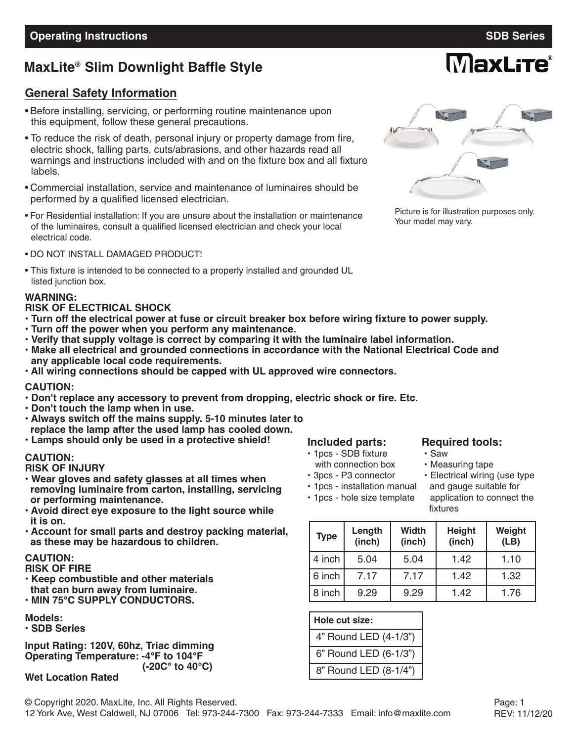**Operating Instructions** **SDB Series**

# MaxLite® Slim Downlight Baffle Style

## General Safety Information

- Before installing, servicing, or performing routine maintenance upon this equipment, follow these general precautions.
- To reduce the risk of death, personal injury or property damage from fire, electric shock, falling parts, cuts/abrasions, and other hazards read all warnings and instructions included with and on the fixture box and all fixture labels.
- Commercial installation, service and maintenance of luminaires should be performed by a qualified licensed electrician.
- For Residential installation: If you are unsure about the installation or maintenance of the luminaires, consult a qualified licensed electrician and check your local electrical code.
- DO NOT INSTALL DAMAGED PRODUCT!
- This fixture is intended to be connected to a properly installed and grounded UL listed junction box.

Picture is for illustration purposes only. Your model may vary.

**WARNING:**
**RISK OF ELECTRICAL SHOCK**
- **Turn off the electrical power at fuse or circuit breaker box before wiring fixture to power supply.**
- **Turn off the power when you perform any maintenance.**
- **Verify that supply voltage is correct by comparing it with the luminaire label information.**
- **Make all electrical and grounded connections in accordance with the National Electrical Code and any applicable local code requirements.**
- **All wiring connections should be capped with UL approved wire connectors.**

**CAUTION:**
- **Don't replace any accessory to prevent from dropping, electric shock or fire. Etc.**
- **Don't touch the lamp when in use.**
- **Always switch off the mains supply. 5-10 minutes later to replace the lamp after the used lamp has cooled down.**
- **Lamps should only be used in a protective shield!**

**CAUTION:**
**RISK OF INJURY**
- **Wear gloves and safety glasses at all times when removing luminaire from carton, installing, servicing or performing maintenance.**
- **Avoid direct eye exposure to the light source while it is on.**
- **Account for small parts and destroy packing material, as these may be hazardous to children.**

**CAUTION:**
**RISK OF FIRE**
- **Keep combustible and other materials that can burn away from luminaire.**
- **MIN 75°C SUPPLY CONDUCTORS.**

**Models:**
- **SDB Series**

**Input Rating: 120V, 60hz, Triac dimming**
**Operating Temperature: -4°F to 104°F (-20C° to 40°C)**

**Wet Location Rated**

### Included parts:
- 1pcs - SDB fixture with connection box
- 3pcs - P3 connector
- 1pcs - installation manual
- 1pcs - hole size template

### Required tools:
- Saw
- Measuring tape
- Electrical wiring (use type and gauge suitable for application to connect the fixtures

| Type | Length (inch) | Width (inch) | Height (inch) | Weight (LB) |
|---|---|---|---|---|
| 4 inch | 5.04 | 5.04 | 1.42 | 1.10 |
| 6 inch | 7.17 | 7.17 | 1.42 | 1.32 |
| 8 inch | 9.29 | 9.29 | 1.42 | 1.76 |

| Hole cut size: |
|---|
| 4” Round LED (4-1/3”) |
| 6” Round LED (6-1/3”) |
| 8” Round LED (8-1/4”) |

© Copyright 2020. MaxLite, Inc. All Rights Reserved.
12 York Ave, West Caldwell, NJ 07006 Tel: 973-244-7300 Fax: 973-244-7333 Email: info@maxlite.com

REV: 11/12/20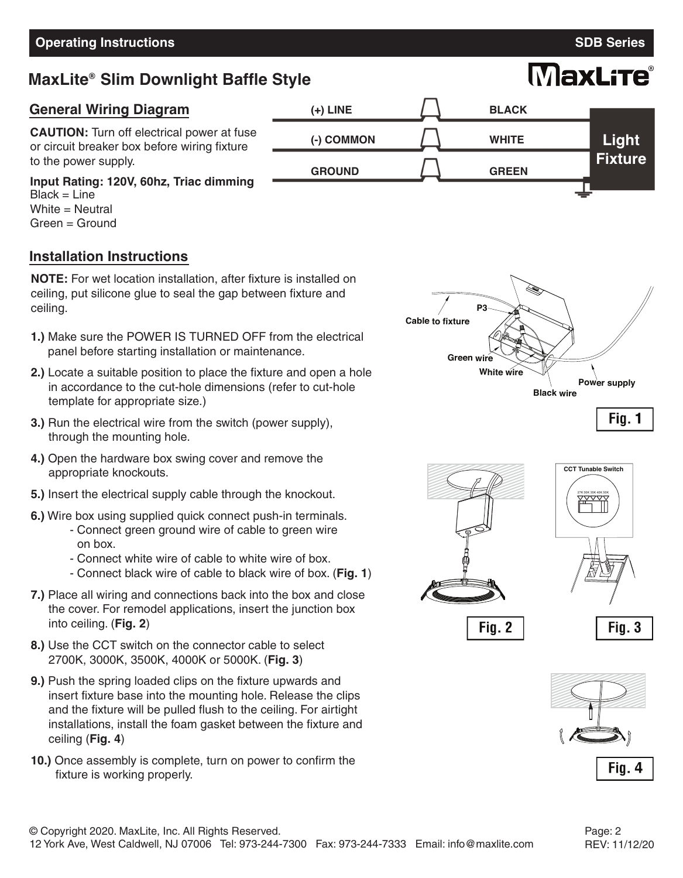# MaxLite® Slim Downlight Baffle Style

## General Wiring Diagram

**CAUTION:** Turn off electrical power at fuse or circuit breaker box before wiring fixture to the power supply.

**Input Rating: 120V, 60hz, Triac dimming**
Black = Line
White = Neutral
Green = Ground

| | | |
|---|---|---|
| (+) LINE | BLACK | Light Fixture |
| (-) COMMON | WHITE | |
| GROUND | GREEN | |

## Installation Instructions

**NOTE:** For wet location installation, after fixture is installed on ceiling, put silicone glue to seal the gap between fixture and ceiling.

**1.)** Make sure the POWER IS TURNED OFF from the electrical panel before starting installation or maintenance.

**2.)** Locate a suitable position to place the fixture and open a hole in accordance to the cut-hole dimensions (refer to cut-hole template for appropriate size.)

**3.)** Run the electrical wire from the switch (power supply), through the mounting hole.

**4.)** Open the hardware box swing cover and remove the appropriate knockouts.

**5.)** Insert the electrical supply cable through the knockout.

**6.)** Wire box using supplied quick connect push-in terminals.
- Connect green ground wire of cable to green wire on box.
- Connect white wire of cable to white wire of box.
- Connect black wire of cable to black wire of box. (**Fig. 1**)

**7.)** Place all wiring and connections back into the box and close the cover. For remodel applications, insert the junction box into ceiling. (**Fig. 2**)

**8.)** Use the CCT switch on the connector cable to select 2700K, 3000K, 3500K, 4000K or 5000K. (**Fig. 3**)

**9.)** Push the spring loaded clips on the fixture upwards and insert fixture base into the mounting hole. Release the clips and the fixture will be pulled flush to the ceiling. For airtight installations, install the foam gasket between the fixture and ceiling (**Fig. 4**)

**10.)** Once assembly is complete, turn on power to confirm the fixture is working properly.

Cable to fixture, P3, Green wire, White wire, Black wire, Power supply

**Fig. 1**

**Fig. 2**

CCT Tunable Switch

27K 30K 35K 40K 50K

**Fig. 3**

**Fig. 4**

© Copyright 2020. MaxLite, Inc. All Rights Reserved.
12 York Ave, West Caldwell, NJ 07006 Tel: 973-244-7300 Fax: 973-244-7333 Email: info@maxlite.com

REV: 11/12/20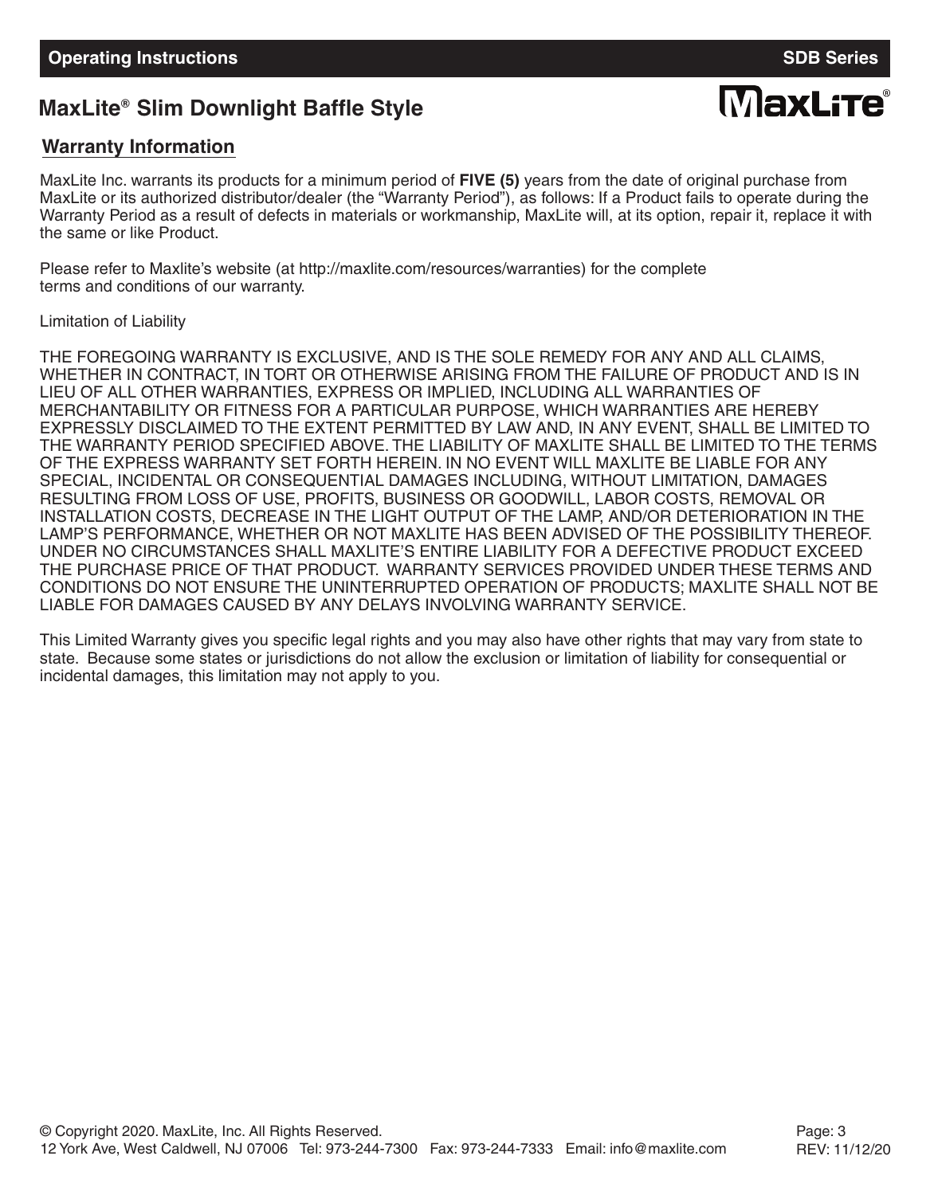## MaxLite® Slim Downlight Baffle Style

### Warranty Information

MaxLite Inc. warrants its products for a minimum period of **FIVE (5)** years from the date of original purchase from MaxLite or its authorized distributor/dealer (the “Warranty Period”), as follows: If a Product fails to operate during the Warranty Period as a result of defects in materials or workmanship, MaxLite will, at its option, repair it, replace it with the same or like Product.

Please refer to Maxlite’s website (at http://maxlite.com/resources/warranties) for the complete terms and conditions of our warranty.

Limitation of Liability

THE FOREGOING WARRANTY IS EXCLUSIVE, AND IS THE SOLE REMEDY FOR ANY AND ALL CLAIMS, WHETHER IN CONTRACT, IN TORT OR OTHERWISE ARISING FROM THE FAILURE OF PRODUCT AND IS IN LIEU OF ALL OTHER WARRANTIES, EXPRESS OR IMPLIED, INCLUDING ALL WARRANTIES OF MERCHANTABILITY OR FITNESS FOR A PARTICULAR PURPOSE, WHICH WARRANTIES ARE HEREBY EXPRESSLY DISCLAIMED TO THE EXTENT PERMITTED BY LAW AND, IN ANY EVENT, SHALL BE LIMITED TO THE WARRANTY PERIOD SPECIFIED ABOVE. THE LIABILITY OF MAXLITE SHALL BE LIMITED TO THE TERMS OF THE EXPRESS WARRANTY SET FORTH HEREIN. IN NO EVENT WILL MAXLITE BE LIABLE FOR ANY SPECIAL, INCIDENTAL OR CONSEQUENTIAL DAMAGES INCLUDING, WITHOUT LIMITATION, DAMAGES RESULTING FROM LOSS OF USE, PROFITS, BUSINESS OR GOODWILL, LABOR COSTS, REMOVAL OR INSTALLATION COSTS, DECREASE IN THE LIGHT OUTPUT OF THE LAMP, AND/OR DETERIORATION IN THE LAMP’S PERFORMANCE, WHETHER OR NOT MAXLITE HAS BEEN ADVISED OF THE POSSIBILITY THEREOF. UNDER NO CIRCUMSTANCES SHALL MAXLITE’S ENTIRE LIABILITY FOR A DEFECTIVE PRODUCT EXCEED THE PURCHASE PRICE OF THAT PRODUCT. WARRANTY SERVICES PROVIDED UNDER THESE TERMS AND CONDITIONS DO NOT ENSURE THE UNINTERRUPTED OPERATION OF PRODUCTS; MAXLITE SHALL NOT BE LIABLE FOR DAMAGES CAUSED BY ANY DELAYS INVOLVING WARRANTY SERVICE.

This Limited Warranty gives you specific legal rights and you may also have other rights that may vary from state to state. Because some states or jurisdictions do not allow the exclusion or limitation of liability for consequential or incidental damages, this limitation may not apply to you.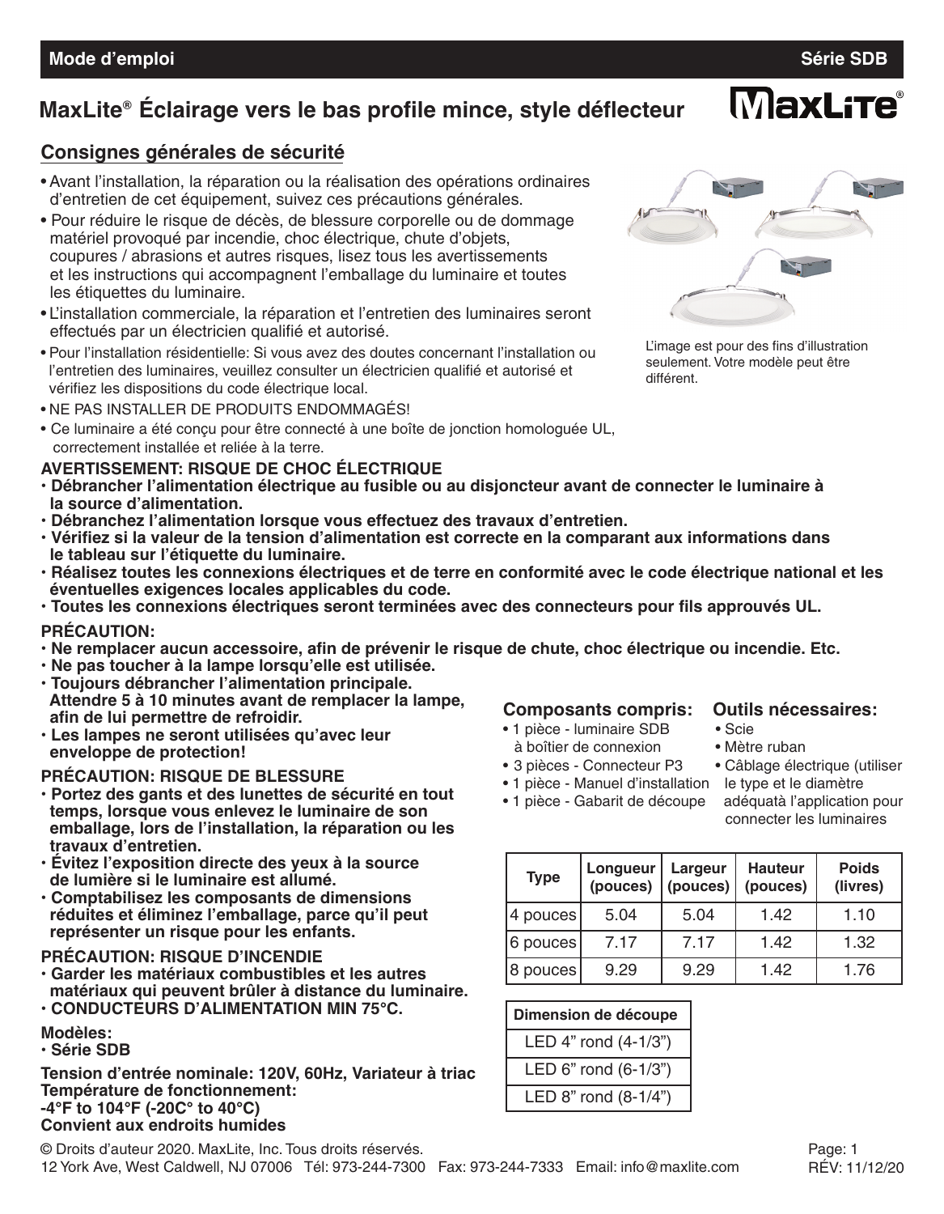**Mode d'emploi** **Série SDB**

# MaxLite® Éclairage vers le bas profile mince, style déflecteur

## Consignes générales de sécurité

- Avant l'installation, la réparation ou la réalisation des opérations ordinaires d'entretien de cet équipement, suivez ces précautions générales.
- Pour réduire le risque de décès, de blessure corporelle ou de dommage matériel provoqué par incendie, choc électrique, chute d'objets, coupures / abrasions et autres risques, lisez tous les avertissements et les instructions qui accompagnent l'emballage du luminaire et toutes les étiquettes du luminaire.
- L'installation commerciale, la réparation et l'entretien des luminaires seront effectués par un électricien qualifié et autorisé.
- Pour l'installation résidentielle: Si vous avez des doutes concernant l'installation ou l'entretien des luminaires, veuillez consulter un électricien qualifié et autorisé et vérifiez les dispositions du code électrique local.
- NE PAS INSTALLER DE PRODUITS ENDOMMAGÉS!
- Ce luminaire a été conçu pour être connecté à une boîte de jonction homologuée UL, correctement installée et reliée à la terre.

L'image est pour des fins d'illustration seulement. Votre modèle peut être différent.

**AVERTISSEMENT: RISQUE DE CHOC ÉLECTRIQUE**

- **Débrancher l'alimentation électrique au fusible ou au disjoncteur avant de connecter le luminaire à la source d'alimentation.**
- **Débranchez l'alimentation lorsque vous effectuez des travaux d'entretien.**
- **Vérifiez si la valeur de la tension d'alimentation est correcte en la comparant aux informations dans le tableau sur l'étiquette du luminaire.**
- **Réalisez toutes les connexions électriques et de terre en conformité avec le code électrique national et les éventuelles exigences locales applicables du code.**
- **Toutes les connexions électriques seront terminées avec des connecteurs pour fils approuvés UL.**

**PRÉCAUTION:**

- **Ne remplacer aucun accessoire, afin de prévenir le risque de chute, choc électrique ou incendie. Etc.**
- **Ne pas toucher à la lampe lorsqu'elle est utilisée.**
- **Toujours débrancher l'alimentation principale. Attendre 5 à 10 minutes avant de remplacer la lampe, afin de lui permettre de refroidir.**
- **Les lampes ne seront utilisées qu'avec leur enveloppe de protection!**

**PRÉCAUTION: RISQUE DE BLESSURE**

- **Portez des gants et des lunettes de sécurité en tout temps, lorsque vous enlevez le luminaire de son emballage, lors de l'installation, la réparation ou les travaux d'entretien.**
- **Évitez l'exposition directe des yeux à la source de lumière si le luminaire est allumé.**
- **Comptabilisez les composants de dimensions réduites et éliminez l'emballage, parce qu'il peut représenter un risque pour les enfants.**

**PRÉCAUTION: RISQUE D'INCENDIE**

- **Garder les matériaux combustibles et les autres matériaux qui peuvent brûler à distance du luminaire.**
- **CONDUCTEURS D'ALIMENTATION MIN 75°C.**

**Modèles:**
- **Série SDB**

**Tension d'entrée nominale: 120V, 60Hz, Variateur à triac**
**Température de fonctionnement:**
**-4°F to 104°F (-20C° to 40°C)**
**Convient aux endroits humides**

### Composants compris:

- 1 pièce - luminaire SDB à boîtier de connexion
- 3 pièces - Connecteur P3
- 1 pièce - Manuel d'installation
- 1 pièce - Gabarit de découpe

### Outils nécessaires:

- Scie
- Mètre ruban
- Câblage électrique (utiliser le type et le diamètre adéquatà l'application pour connecter les luminaires

| Type | Longueur (pouces) | Largeur (pouces) | Hauteur (pouces) | Poids (livres) |
|---|---|---|---|---|
| 4 pouces | 5.04 | 5.04 | 1.42 | 1.10 |
| 6 pouces | 7.17 | 7.17 | 1.42 | 1.32 |
| 8 pouces | 9.29 | 9.29 | 1.42 | 1.76 |

| Dimension de découpe |
|---|
| LED 4" rond (4-1/3") |
| LED 6" rond (6-1/3") |
| LED 8" rond (8-1/4") |

© Droits d'auteur 2020. MaxLite, Inc. Tous droits réservés.
12 York Ave, West Caldwell, NJ 07006 Tél: 973-244-7300 Fax: 973-244-7333 Email: info@maxlite.com

RÉV: 11/12/20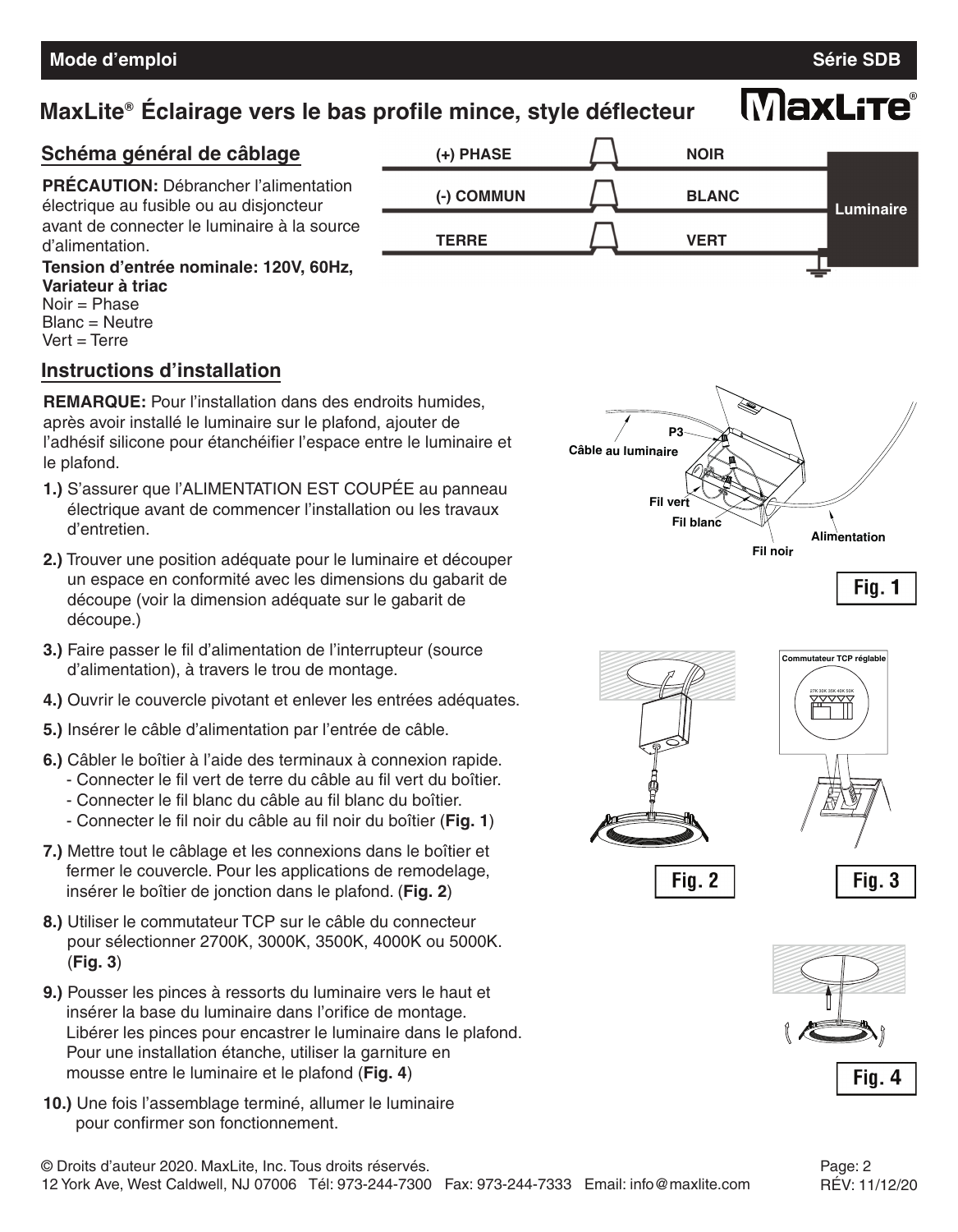# MaxLite® Éclairage vers le bas profile mince, style déflecteur

## Schéma général de câblage

**PRÉCAUTION:** Débrancher l'alimentation électrique au fusible ou au disjoncteur avant de connecter le luminaire à la source d'alimentation.

**Tension d'entrée nominale: 120V, 60Hz, Variateur à triac**
Noir = Phase
Blanc = Neutre
Vert = Terre

| | | |
|---|---|---|
| (+) PHASE | NOIR | Luminaire |
| (-) COMMUN | BLANC | |
| TERRE | VERT | |

## Instructions d'installation

**REMARQUE:** Pour l'installation dans des endroits humides, après avoir installé le luminaire sur le plafond, ajouter de l'adhésif silicone pour étanchéifier l'espace entre le luminaire et le plafond.

**1.)** S'assurer que l'ALIMENTATION EST COUPÉE au panneau électrique avant de commencer l'installation ou les travaux d'entretien.

**2.)** Trouver une position adéquate pour le luminaire et découper un espace en conformité avec les dimensions du gabarit de découpe (voir la dimension adéquate sur le gabarit de découpe.)

**3.)** Faire passer le fil d'alimentation de l'interrupteur (source d'alimentation), à travers le trou de montage.

**4.)** Ouvrir le couvercle pivotant et enlever les entrées adéquates.

**5.)** Insérer le câble d'alimentation par l'entrée de câble.

**6.)** Câbler le boîtier à l'aide des terminaux à connexion rapide.
- Connecter le fil vert de terre du câble au fil vert du boîtier.
- Connecter le fil blanc du câble au fil blanc du boîtier.
- Connecter le fil noir du câble au fil noir du boîtier (**Fig. 1**)

**7.)** Mettre tout le câblage et les connexions dans le boîtier et fermer le couvercle. Pour les applications de remodelage, insérer le boîtier de jonction dans le plafond. (**Fig. 2**)

**8.)** Utiliser le commutateur TCP sur le câble du connecteur pour sélectionner 2700K, 3000K, 3500K, 4000K ou 5000K. (**Fig. 3**)

**9.)** Pousser les pinces à ressorts du luminaire vers le haut et insérer la base du luminaire dans l'orifice de montage. Libérer les pinces pour encastrer le luminaire dans le plafond. Pour une installation étanche, utiliser la garniture en mousse entre le luminaire et le plafond (**Fig. 4**)

**10.)** Une fois l'assemblage terminé, allumer le luminaire pour confirmer son fonctionnement.

P3 — Câble au luminaire — Fil vert — Fil blanc — Fil noir — Alimentation

**Fig. 1**

**Fig. 2**

Commutateur TCP réglable

27K 30K 35K 40K 50K

**Fig. 3**

**Fig. 4**

© Droits d'auteur 2020. MaxLite, Inc. Tous droits réservés.
12 York Ave, West Caldwell, NJ 07006 Tél: 973-244-7300 Fax: 973-244-7333 Email: info@maxlite.com

RÉV: 11/12/20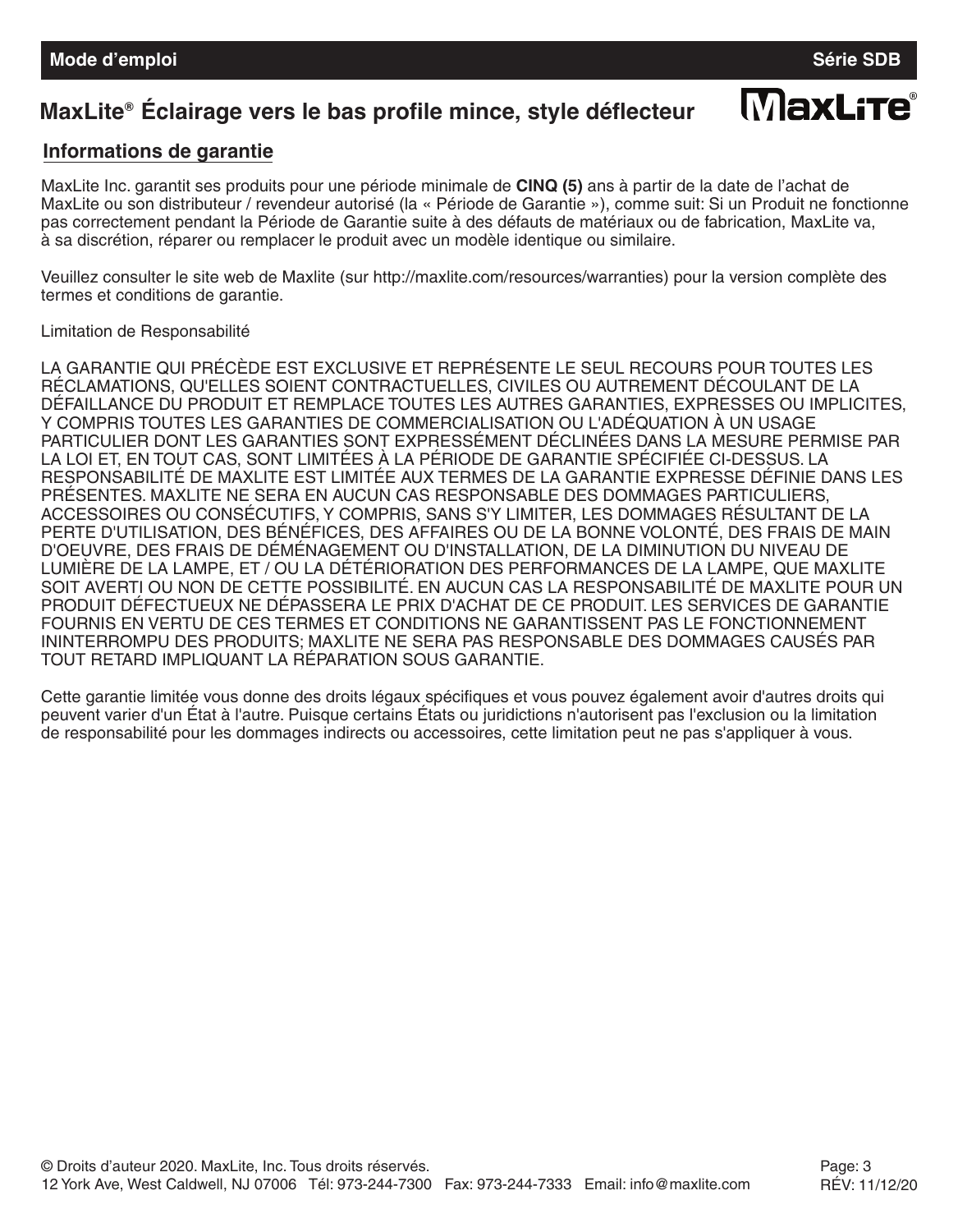# MaxLite® Éclairage vers le bas profile mince, style déflecteur

## Informations de garantie

MaxLite Inc. garantit ses produits pour une période minimale de **CINQ (5)** ans à partir de la date de l'achat de MaxLite ou son distributeur / revendeur autorisé (la « Période de Garantie »), comme suit: Si un Produit ne fonctionne pas correctement pendant la Période de Garantie suite à des défauts de matériaux ou de fabrication, MaxLite va, à sa discrétion, réparer ou remplacer le produit avec un modèle identique ou similaire.

Veuillez consulter le site web de Maxlite (sur http://maxlite.com/resources/warranties) pour la version complète des termes et conditions de garantie.

Limitation de Responsabilité

LA GARANTIE QUI PRÉCÈDE EST EXCLUSIVE ET REPRÉSENTE LE SEUL RECOURS POUR TOUTES LES RÉCLAMATIONS, QU'ELLES SOIENT CONTRACTUELLES, CIVILES OU AUTREMENT DÉCOULANT DE LA DÉFAILLANCE DU PRODUIT ET REMPLACE TOUTES LES AUTRES GARANTIES, EXPRESSES OU IMPLICITES, Y COMPRIS TOUTES LES GARANTIES DE COMMERCIALISATION OU L'ADÉQUATION À UN USAGE PARTICULIER DONT LES GARANTIES SONT EXPRESSÉMENT DÉCLINÉES DANS LA MESURE PERMISE PAR LA LOI ET, EN TOUT CAS, SONT LIMITÉES À LA PÉRIODE DE GARANTIE SPÉCIFIÉE CI-DESSUS. LA RESPONSABILITÉ DE MAXLITE EST LIMITÉE AUX TERMES DE LA GARANTIE EXPRESSE DÉFINIE DANS LES PRÉSENTES. MAXLITE NE SERA EN AUCUN CAS RESPONSABLE DES DOMMAGES PARTICULIERS, ACCESSOIRES OU CONSÉCUTIFS, Y COMPRIS, SANS S'Y LIMITER, LES DOMMAGES RÉSULTANT DE LA PERTE D'UTILISATION, DES BÉNÉFICES, DES AFFAIRES OU DE LA BONNE VOLONTÉ, DES FRAIS DE MAIN D'OEUVRE, DES FRAIS DE DÉMÉNAGEMENT OU D'INSTALLATION, DE LA DIMINUTION DU NIVEAU DE LUMIÈRE DE LA LAMPE, ET / OU LA DÉTÉRIORATION DES PERFORMANCES DE LA LAMPE, QUE MAXLITE SOIT AVERTI OU NON DE CETTE POSSIBILITÉ. EN AUCUN CAS LA RESPONSABILITÉ DE MAXLITE POUR UN PRODUIT DÉFECTUEUX NE DÉPASSERA LE PRIX D'ACHAT DE CE PRODUIT. LES SERVICES DE GARANTIE FOURNIS EN VERTU DE CES TERMES ET CONDITIONS NE GARANTISSENT PAS LE FONCTIONNEMENT ININTERROMPU DES PRODUITS; MAXLITE NE SERA PAS RESPONSABLE DES DOMMAGES CAUSÉS PAR TOUT RETARD IMPLIQUANT LA RÉPARATION SOUS GARANTIE.

Cette garantie limitée vous donne des droits légaux spécifiques et vous pouvez également avoir d'autres droits qui peuvent varier d'un État à l'autre. Puisque certains États ou juridictions n'autorisent pas l'exclusion ou la limitation de responsabilité pour les dommages indirects ou accessoires, cette limitation peut ne pas s'appliquer à vous.

© Droits d'auteur 2020. MaxLite, Inc. Tous droits réservés.
12 York Ave, West Caldwell, NJ 07006 Tél: 973-244-7300 Fax: 973-244-7333 Email: info@maxlite.com